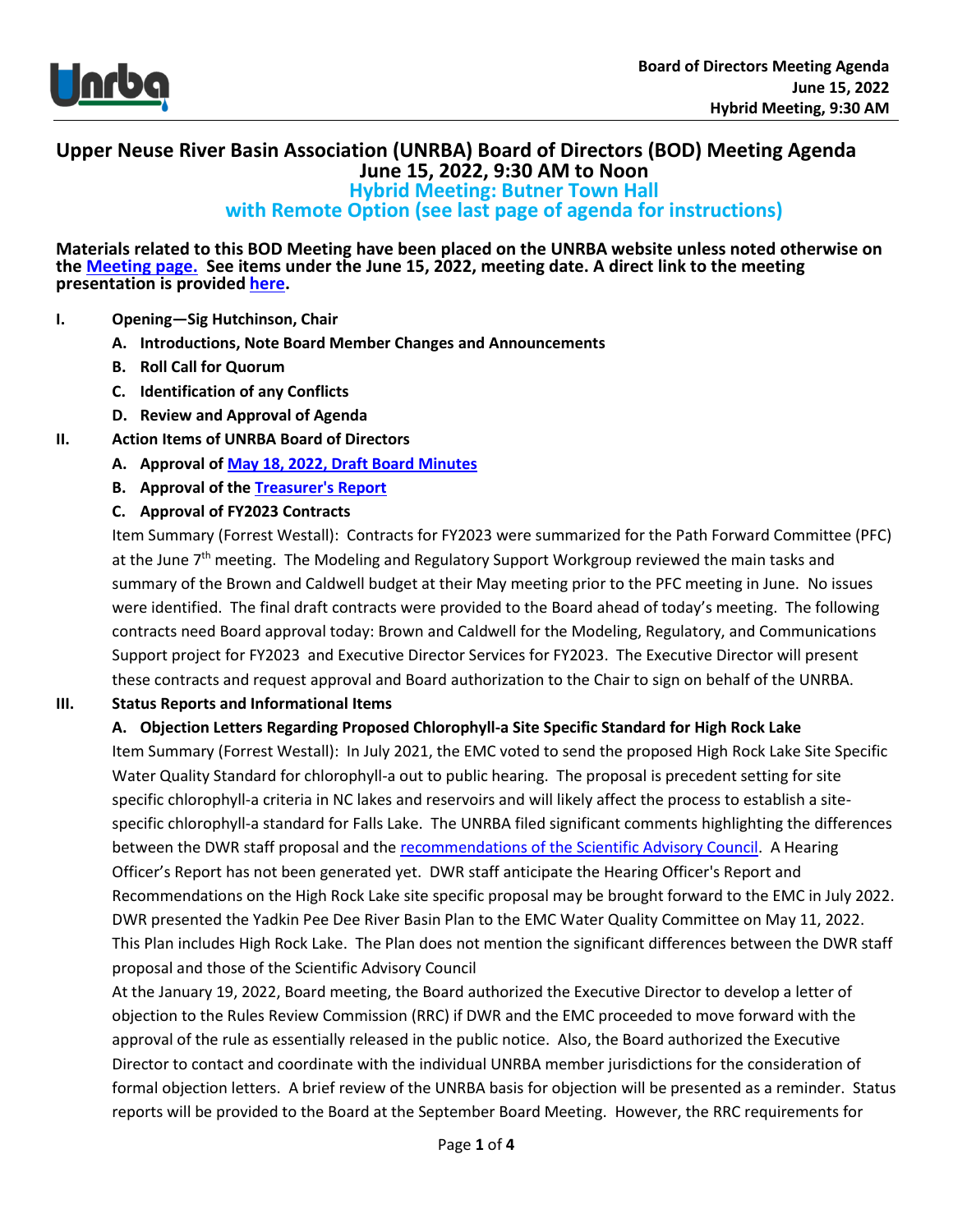# Upper Neuse River Basin Association (UNRBA) Board of Directors (BOD) Meeting Agenda

## June 15, 2022, 9:30 AM to Noon

## Hybrid Meeting: Butner Town Hall with Remote Option (see last page of agenda for instructions)

**Materials related to this BOD Meeting have been placed on the UNRBA website unless noted otherwise on the Meeting page. See items under the June 15, 2022, meeting date. A direct link to the meeting presentation is provided here.**

- **I. Opening—Sig Hutchinson, Chair**
  - **A. Introductions, Note Board Member Changes and Announcements**
  - **B. Roll Call for Quorum**
  - **C. Identification of any Conflicts**
  - **D. Review and Approval of Agenda**
- **II. Action Items of UNRBA Board of Directors**
  - **A. Approval of May 18, 2022, Draft Board Minutes**
  - **B. Approval of the Treasurer's Report**
  - **C. Approval of FY2023 Contracts**

    Item Summary (Forrest Westall): Contracts for FY2023 were summarized for the Path Forward Committee (PFC) at the June 7th meeting. The Modeling and Regulatory Support Workgroup reviewed the main tasks and summary of the Brown and Caldwell budget at their May meeting prior to the PFC meeting in June. No issues were identified. The final draft contracts were provided to the Board ahead of today's meeting. The following contracts need Board approval today: Brown and Caldwell for the Modeling, Regulatory, and Communications Support project for FY2023 and Executive Director Services for FY2023. The Executive Director will present these contracts and request approval and Board authorization to the Chair to sign on behalf of the UNRBA.
- **III. Status Reports and Informational Items**
  - **A. Objection Letters Regarding Proposed Chlorophyll-a Site Specific Standard for High Rock Lake**

    Item Summary (Forrest Westall): In July 2021, the EMC voted to send the proposed High Rock Lake Site Specific Water Quality Standard for chlorophyll-a out to public hearing. The proposal is precedent setting for site specific chlorophyll-a criteria in NC lakes and reservoirs and will likely affect the process to establish a site-specific chlorophyll-a standard for Falls Lake. The UNRBA filed significant comments highlighting the differences between the DWR staff proposal and the recommendations of the Scientific Advisory Council. A Hearing Officer's Report has not been generated yet. DWR staff anticipate the Hearing Officer's Report and Recommendations on the High Rock Lake site specific proposal may be brought forward to the EMC in July 2022. DWR presented the Yadkin Pee Dee River Basin Plan to the EMC Water Quality Committee on May 11, 2022. This Plan includes High Rock Lake. The Plan does not mention the significant differences between the DWR staff proposal and those of the Scientific Advisory Council

    At the January 19, 2022, Board meeting, the Board authorized the Executive Director to develop a letter of objection to the Rules Review Commission (RRC) if DWR and the EMC proceeded to move forward with the approval of the rule as essentially released in the public notice. Also, the Board authorized the Executive Director to contact and coordinate with the individual UNRBA member jurisdictions for the consideration of formal objection letters. A brief review of the UNRBA basis for objection will be presented as a reminder. Status reports will be provided to the Board at the September Board Meeting. However, the RRC requirements for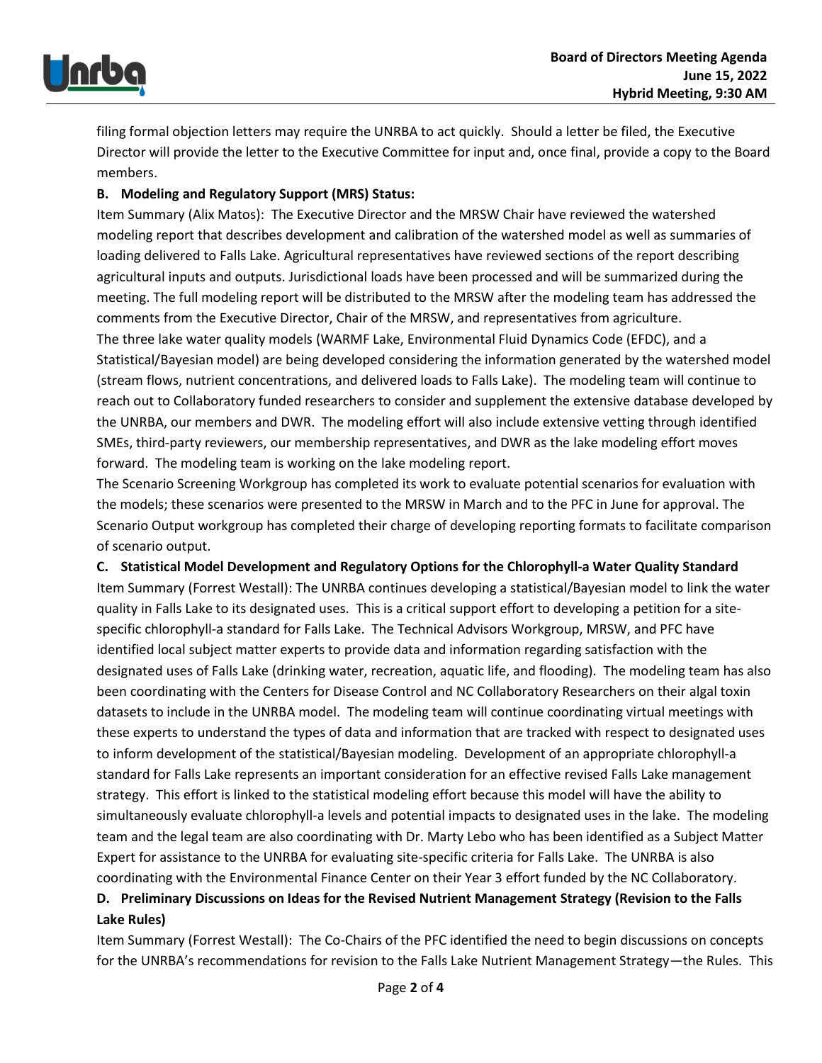filing formal objection letters may require the UNRBA to act quickly. Should a letter be filed, the Executive Director will provide the letter to the Executive Committee for input and, once final, provide a copy to the Board members.

**B. Modeling and Regulatory Support (MRS) Status:**

Item Summary (Alix Matos): The Executive Director and the MRSW Chair have reviewed the watershed modeling report that describes development and calibration of the watershed model as well as summaries of loading delivered to Falls Lake. Agricultural representatives have reviewed sections of the report describing agricultural inputs and outputs. Jurisdictional loads have been processed and will be summarized during the meeting. The full modeling report will be distributed to the MRSW after the modeling team has addressed the comments from the Executive Director, Chair of the MRSW, and representatives from agriculture.

The three lake water quality models (WARMF Lake, Environmental Fluid Dynamics Code (EFDC), and a Statistical/Bayesian model) are being developed considering the information generated by the watershed model (stream flows, nutrient concentrations, and delivered loads to Falls Lake). The modeling team will continue to reach out to Collaboratory funded researchers to consider and supplement the extensive database developed by the UNRBA, our members and DWR. The modeling effort will also include extensive vetting through identified SMEs, third-party reviewers, our membership representatives, and DWR as the lake modeling effort moves forward. The modeling team is working on the lake modeling report.

The Scenario Screening Workgroup has completed its work to evaluate potential scenarios for evaluation with the models; these scenarios were presented to the MRSW in March and to the PFC in June for approval. The Scenario Output workgroup has completed their charge of developing reporting formats to facilitate comparison of scenario output.

**C. Statistical Model Development and Regulatory Options for the Chlorophyll-a Water Quality Standard**

Item Summary (Forrest Westall): The UNRBA continues developing a statistical/Bayesian model to link the water quality in Falls Lake to its designated uses. This is a critical support effort to developing a petition for a site-specific chlorophyll-a standard for Falls Lake. The Technical Advisors Workgroup, MRSW, and PFC have identified local subject matter experts to provide data and information regarding satisfaction with the designated uses of Falls Lake (drinking water, recreation, aquatic life, and flooding). The modeling team has also been coordinating with the Centers for Disease Control and NC Collaboratory Researchers on their algal toxin datasets to include in the UNRBA model. The modeling team will continue coordinating virtual meetings with these experts to understand the types of data and information that are tracked with respect to designated uses to inform development of the statistical/Bayesian modeling. Development of an appropriate chlorophyll-a standard for Falls Lake represents an important consideration for an effective revised Falls Lake management strategy. This effort is linked to the statistical modeling effort because this model will have the ability to simultaneously evaluate chlorophyll-a levels and potential impacts to designated uses in the lake. The modeling team and the legal team are also coordinating with Dr. Marty Lebo who has been identified as a Subject Matter Expert for assistance to the UNRBA for evaluating site-specific criteria for Falls Lake. The UNRBA is also coordinating with the Environmental Finance Center on their Year 3 effort funded by the NC Collaboratory.

**D. Preliminary Discussions on Ideas for the Revised Nutrient Management Strategy (Revision to the Falls Lake Rules)**

Item Summary (Forrest Westall): The Co-Chairs of the PFC identified the need to begin discussions on concepts for the UNRBA's recommendations for revision to the Falls Lake Nutrient Management Strategy—the Rules. This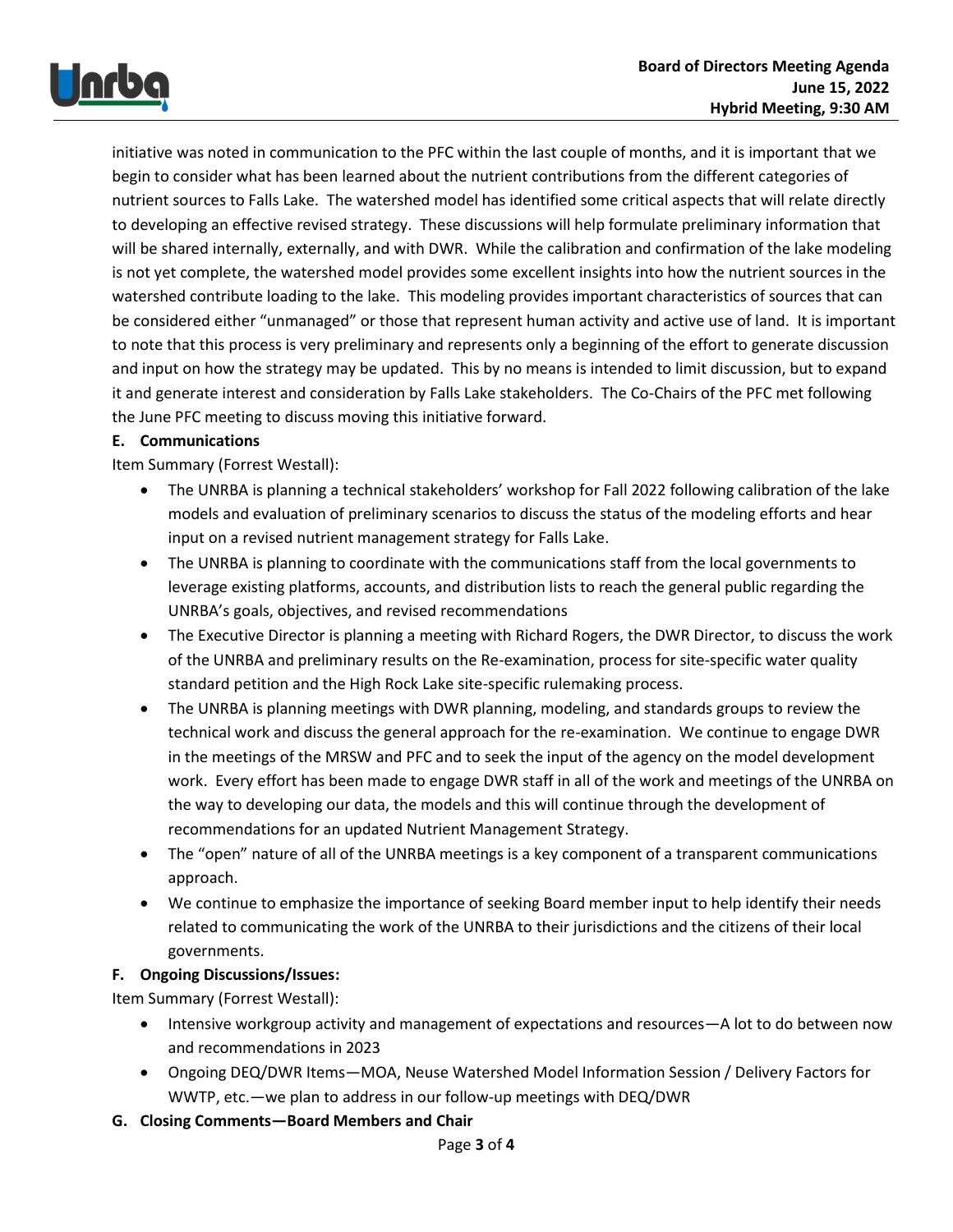initiative was noted in communication to the PFC within the last couple of months, and it is important that we begin to consider what has been learned about the nutrient contributions from the different categories of nutrient sources to Falls Lake. The watershed model has identified some critical aspects that will relate directly to developing an effective revised strategy. These discussions will help formulate preliminary information that will be shared internally, externally, and with DWR. While the calibration and confirmation of the lake modeling is not yet complete, the watershed model provides some excellent insights into how the nutrient sources in the watershed contribute loading to the lake. This modeling provides important characteristics of sources that can be considered either "unmanaged" or those that represent human activity and active use of land. It is important to note that this process is very preliminary and represents only a beginning of the effort to generate discussion and input on how the strategy may be updated. This by no means is intended to limit discussion, but to expand it and generate interest and consideration by Falls Lake stakeholders. The Co-Chairs of the PFC met following the June PFC meeting to discuss moving this initiative forward.

**E. Communications**

Item Summary (Forrest Westall):

- The UNRBA is planning a technical stakeholders' workshop for Fall 2022 following calibration of the lake models and evaluation of preliminary scenarios to discuss the status of the modeling efforts and hear input on a revised nutrient management strategy for Falls Lake.
- The UNRBA is planning to coordinate with the communications staff from the local governments to leverage existing platforms, accounts, and distribution lists to reach the general public regarding the UNRBA's goals, objectives, and revised recommendations
- The Executive Director is planning a meeting with Richard Rogers, the DWR Director, to discuss the work of the UNRBA and preliminary results on the Re-examination, process for site-specific water quality standard petition and the High Rock Lake site-specific rulemaking process.
- The UNRBA is planning meetings with DWR planning, modeling, and standards groups to review the technical work and discuss the general approach for the re-examination. We continue to engage DWR in the meetings of the MRSW and PFC and to seek the input of the agency on the model development work. Every effort has been made to engage DWR staff in all of the work and meetings of the UNRBA on the way to developing our data, the models and this will continue through the development of recommendations for an updated Nutrient Management Strategy.
- The "open" nature of all of the UNRBA meetings is a key component of a transparent communications approach.
- We continue to emphasize the importance of seeking Board member input to help identify their needs related to communicating the work of the UNRBA to their jurisdictions and the citizens of their local governments.

**F. Ongoing Discussions/Issues:**

Item Summary (Forrest Westall):

- Intensive workgroup activity and management of expectations and resources—A lot to do between now and recommendations in 2023
- Ongoing DEQ/DWR Items—MOA, Neuse Watershed Model Information Session / Delivery Factors for WWTP, etc.—we plan to address in our follow-up meetings with DEQ/DWR

**G. Closing Comments—Board Members and Chair**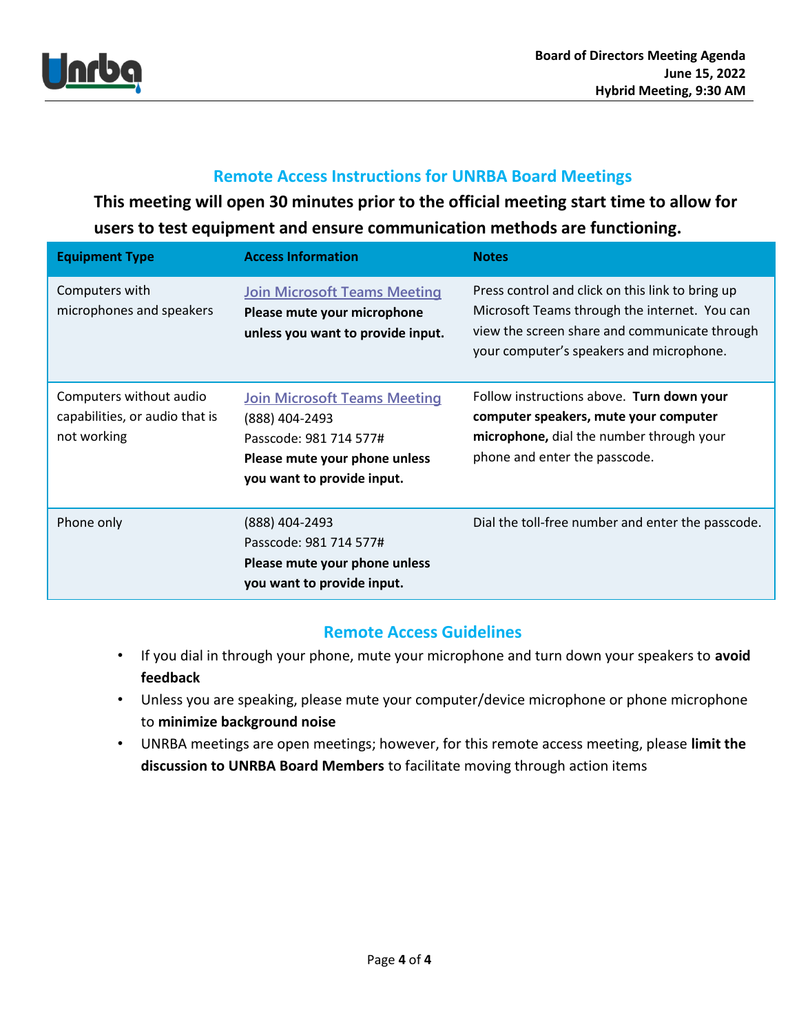## Remote Access Instructions for UNRBA Board Meetings

**This meeting will open 30 minutes prior to the official meeting start time to allow for users to test equipment and ensure communication methods are functioning.**

| Equipment Type | Access Information | Notes |
|---|---|---|
| Computers with microphones and speakers | Join Microsoft Teams Meeting<br>**Please mute your microphone unless you want to provide input.** | Press control and click on this link to bring up Microsoft Teams through the internet. You can view the screen share and communicate through your computer's speakers and microphone. |
| Computers without audio capabilities, or audio that is not working | Join Microsoft Teams Meeting<br>(888) 404-2493<br>Passcode: 981 714 577#<br>**Please mute your phone unless you want to provide input.** | Follow instructions above. **Turn down your computer speakers, mute your computer microphone,** dial the number through your phone and enter the passcode. |
| Phone only | (888) 404-2493<br>Passcode: 981 714 577#<br>**Please mute your phone unless you want to provide input.** | Dial the toll-free number and enter the passcode. |

## Remote Access Guidelines

- If you dial in through your phone, mute your microphone and turn down your speakers to **avoid feedback**
- Unless you are speaking, please mute your computer/device microphone or phone microphone to **minimize background noise**
- UNRBA meetings are open meetings; however, for this remote access meeting, please **limit the discussion to UNRBA Board Members** to facilitate moving through action items